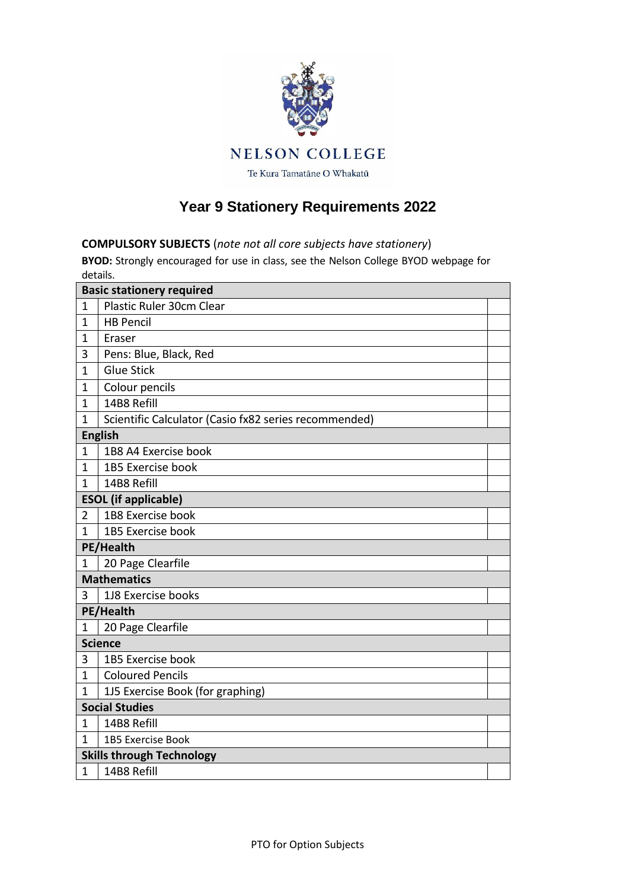NELSON COLLEGE

Te Kura Tamatāne O Whakatū

# Year 9 Stationery Requirements 2022

**COMPULSORY SUBJECTS** (*note not all core subjects have stationery*)

**BYOD:** Strongly encouraged for use in class, see the Nelson College BYOD webpage for details.

| **Basic stationery required** | | |
|---|---|---|
| 1 | Plastic Ruler 30cm Clear | |
| 1 | HB Pencil | |
| 1 | Eraser | |
| 3 | Pens: Blue, Black, Red | |
| 1 | Glue Stick | |
| 1 | Colour pencils | |
| 1 | 14B8 Refill | |
| 1 | Scientific Calculator (Casio fx82 series recommended) | |
| **English** | | |
| 1 | 1B8 A4 Exercise book | |
| 1 | 1B5 Exercise book | |
| 1 | 14B8 Refill | |
| **ESOL (if applicable)** | | |
| 2 | 1B8 Exercise book | |
| 1 | 1B5 Exercise book | |
| **PE/Health** | | |
| 1 | 20 Page Clearfile | |
| **Mathematics** | | |
| 3 | 1J8 Exercise books | |
| **PE/Health** | | |
| 1 | 20 Page Clearfile | |
| **Science** | | |
| 3 | 1B5 Exercise book | |
| 1 | Coloured Pencils | |
| 1 | 1J5 Exercise Book (for graphing) | |
| **Social Studies** | | |
| 1 | 14B8 Refill | |
| 1 | 1B5 Exercise Book | |
| **Skills through Technology** | | |
| 1 | 14B8 Refill | |

PTO for Option Subjects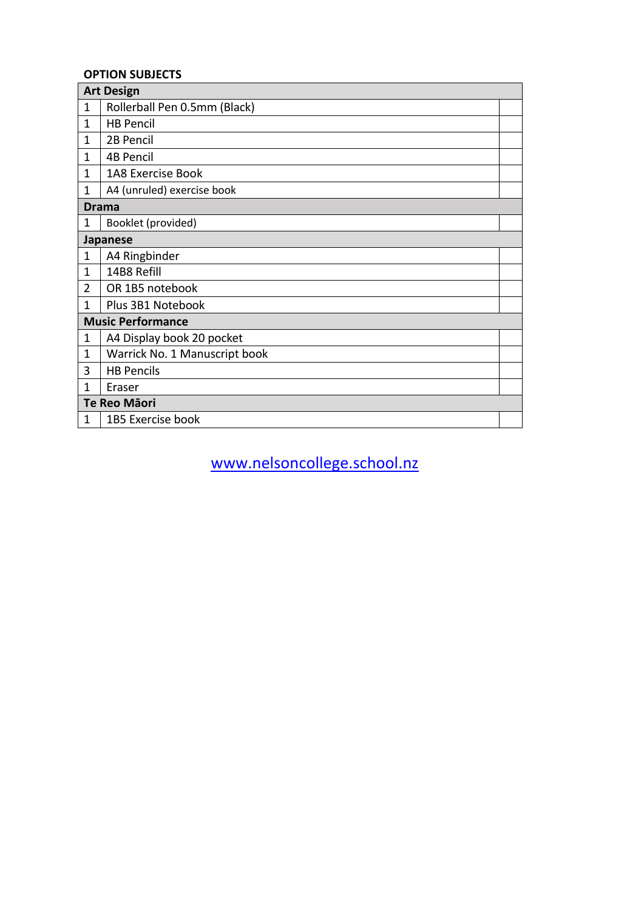**OPTION SUBJECTS**

| | | |
|---|---|---|
| **Art Design** | | |
| 1 | Rollerball Pen 0.5mm (Black) | |
| 1 | HB Pencil | |
| 1 | 2B Pencil | |
| 1 | 4B Pencil | |
| 1 | 1A8 Exercise Book | |
| 1 | A4 (unruled) exercise book | |
| **Drama** | | |
| 1 | Booklet (provided) | |
| **Japanese** | | |
| 1 | A4 Ringbinder | |
| 1 | 14B8 Refill | |
| 2 | OR 1B5 notebook | |
| 1 | Plus 3B1 Notebook | |
| **Music Performance** | | |
| 1 | A4 Display book 20 pocket | |
| 1 | Warrick No. 1 Manuscript book | |
| 3 | HB Pencils | |
| 1 | Eraser | |
| **Te Reo Māori** | | |
| 1 | 1B5 Exercise book | |

www.nelsoncollege.school.nz